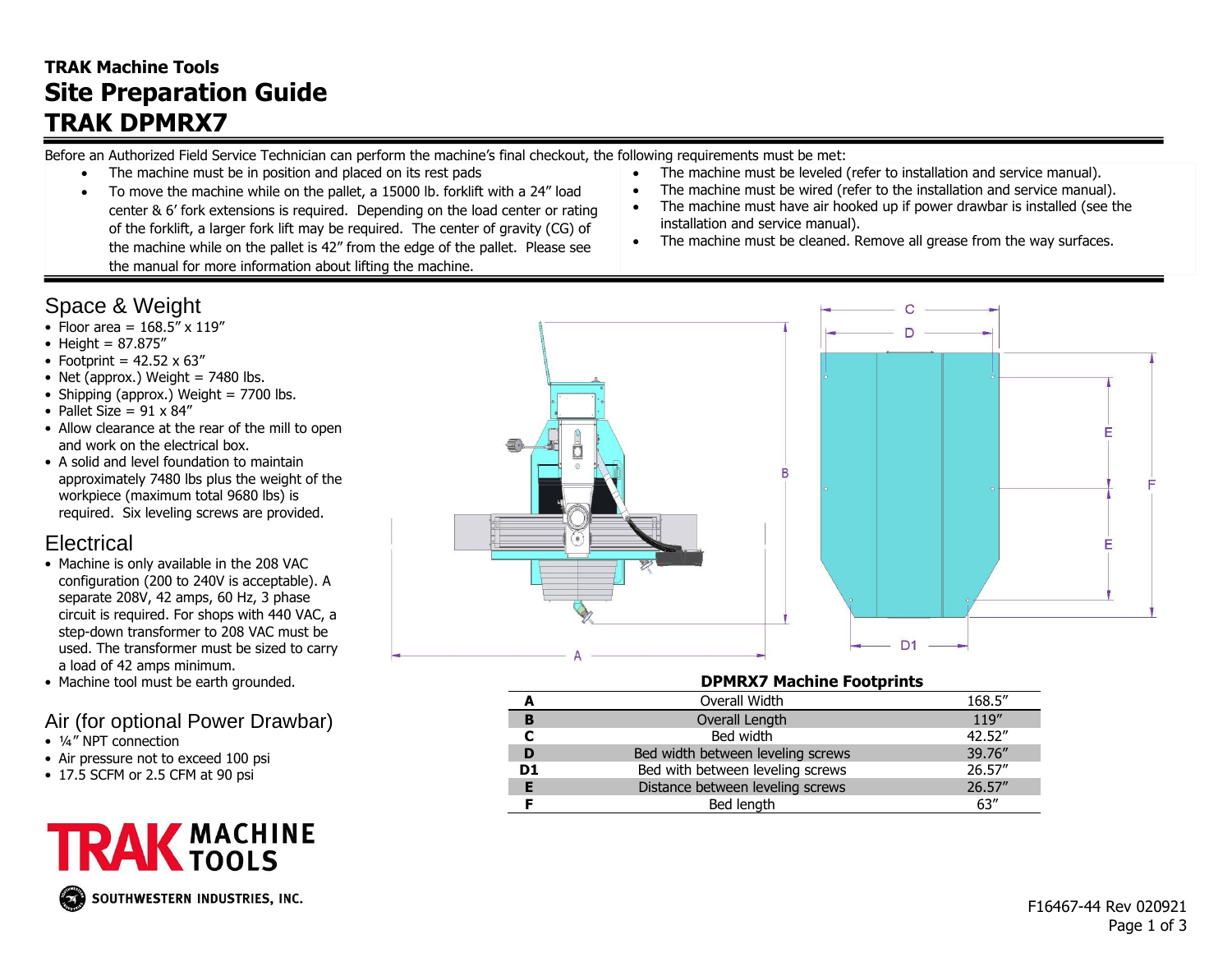**TRAK Machine Tools**

# Site Preparation Guide

# TRAK DPMRX7

Before an Authorized Field Service Technician can perform the machine's final checkout, the following requirements must be met:

- The machine must be in position and placed on its rest pads
- To move the machine while on the pallet, a 15000 lb. forklift with a 24" load center & 6' fork extensions is required. Depending on the load center or rating of the forklift, a larger fork lift may be required. The center of gravity (CG) of the machine while on the pallet is 42" from the edge of the pallet. Please see the manual for more information about lifting the machine.
- The machine must be leveled (refer to installation and service manual).
- The machine must be wired (refer to the installation and service manual).
- The machine must have air hooked up if power drawbar is installed (see the installation and service manual).
- The machine must be cleaned. Remove all grease from the way surfaces.

## Space & Weight

- Floor area = 168.5" x 119"
- Height = 87.875"
- Footprint = 42.52 x 63"
- Net (approx.) Weight = 7480 lbs.
- Shipping (approx.) Weight = 7700 lbs.
- Pallet Size = 91 x 84"
- Allow clearance at the rear of the mill to open and work on the electrical box.
- A solid and level foundation to maintain approximately 7480 lbs plus the weight of the workpiece (maximum total 9680 lbs) is required. Six leveling screws are provided.

## Electrical

- Machine is only available in the 208 VAC configuration (200 to 240V is acceptable). A separate 208V, 42 amps, 60 Hz, 3 phase circuit is required. For shops with 440 VAC, a step-down transformer to 208 VAC must be used. The transformer must be sized to carry a load of 42 amps minimum.
- Machine tool must be earth grounded.

## Air (for optional Power Drawbar)

- ¼" NPT connection
- Air pressure not to exceed 100 psi
- 17.5 SCFM or 2.5 CFM at 90 psi

**DPMRX7 Machine Footprints**

| | | |
|---|---|---|
| **A** | Overall Width | 168.5" |
| **B** | Overall Length | 119" |
| **C** | Bed width | 42.52" |
| **D** | Bed width between leveling screws | 39.76" |
| **D1** | Bed with between leveling screws | 26.57" |
| **E** | Distance between leveling screws | 26.57" |
| **F** | Bed length | 63" |

TRAK MACHINE TOOLS

SOUTHWESTERN INDUSTRIES, INC.

F16467-44 Rev 020921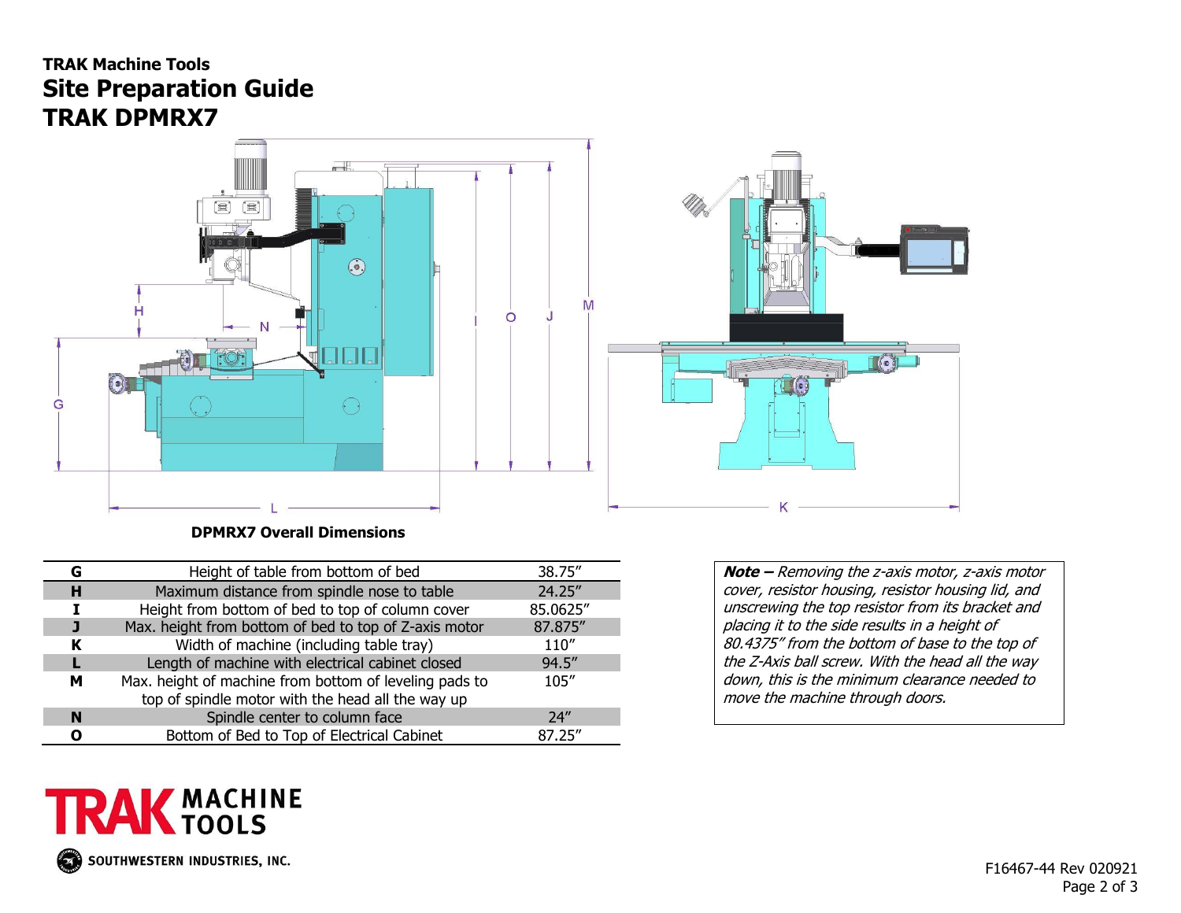**TRAK Machine Tools**

# Site Preparation Guide

# TRAK DPMRX7

**DPMRX7 Overall Dimensions**

| | | |
|---|---|---|
| **G** | Height of table from bottom of bed | 38.75″ |
| **H** | Maximum distance from spindle nose to table | 24.25″ |
| **I** | Height from bottom of bed to top of column cover | 85.0625″ |
| **J** | Max. height from bottom of bed to top of Z-axis motor | 87.875″ |
| **K** | Width of machine (including table tray) | 110″ |
| **L** | Length of machine with electrical cabinet closed | 94.5″ |
| **M** | Max. height of machine from bottom of leveling pads to top of spindle motor with the head all the way up | 105″ |
| **N** | Spindle center to column face | 24″ |
| **O** | Bottom of Bed to Top of Electrical Cabinet | 87.25″ |

***Note –*** *Removing the z-axis motor, z-axis motor cover, resistor housing, resistor housing lid, and unscrewing the top resistor from its bracket and placing it to the side results in a height of 80.4375″ from the bottom of base to the top of the Z-Axis ball screw. With the head all the way down, this is the minimum clearance needed to move the machine through doors.*

TRAK MACHINE TOOLS

SOUTHWESTERN INDUSTRIES, INC.

F16467-44 Rev 020921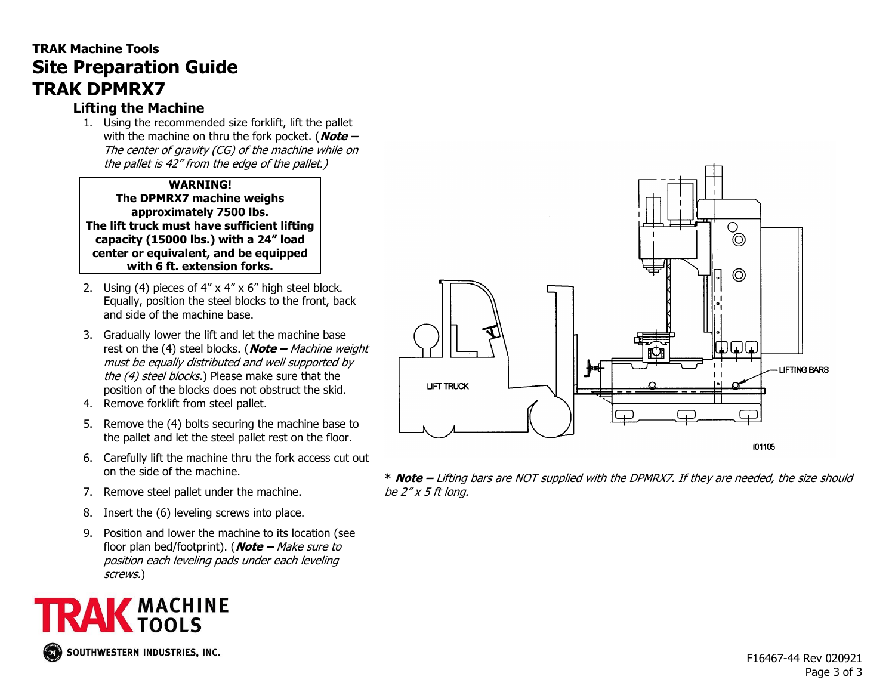**TRAK Machine Tools**

# Site Preparation Guide

# TRAK DPMRX7

## Lifting the Machine

1. Using the recommended size forklift, lift the pallet with the machine on thru the fork pocket. (***Note –*** *The center of gravity (CG) of the machine while on the pallet is 42" from the edge of the pallet.)*

> **WARNING!**
> **The DPMRX7 machine weighs approximately 7500 lbs.**
> **The lift truck must have sufficient lifting capacity (15000 lbs.) with a 24" load center or equivalent, and be equipped with 6 ft. extension forks.**

2. Using (4) pieces of 4" x 4" x 6" high steel block. Equally, position the steel blocks to the front, back and side of the machine base.
3. Gradually lower the lift and let the machine base rest on the (4) steel blocks. (***Note –*** *Machine weight must be equally distributed and well supported by the (4) steel blocks.*) Please make sure that the position of the blocks does not obstruct the skid.
4. Remove forklift from steel pallet.
5. Remove the (4) bolts securing the machine base to the pallet and let the steel pallet rest on the floor.
6. Carefully lift the machine thru the fork access cut out on the side of the machine.
7. Remove steel pallet under the machine.
8. Insert the (6) leveling screws into place.
9. Position and lower the machine to its location (see floor plan bed/footprint). (***Note –*** *Make sure to position each leveling pads under each leveling screws.*)

LIFT TRUCK

LIFTING BARS

I01105

\* ***Note –*** *Lifting bars are NOT supplied with the DPMRX7. If they are needed, the size should be 2" x 5 ft long.*

TRAK MACHINE TOOLS

SOUTHWESTERN INDUSTRIES, INC.

F16467-44 Rev 020921